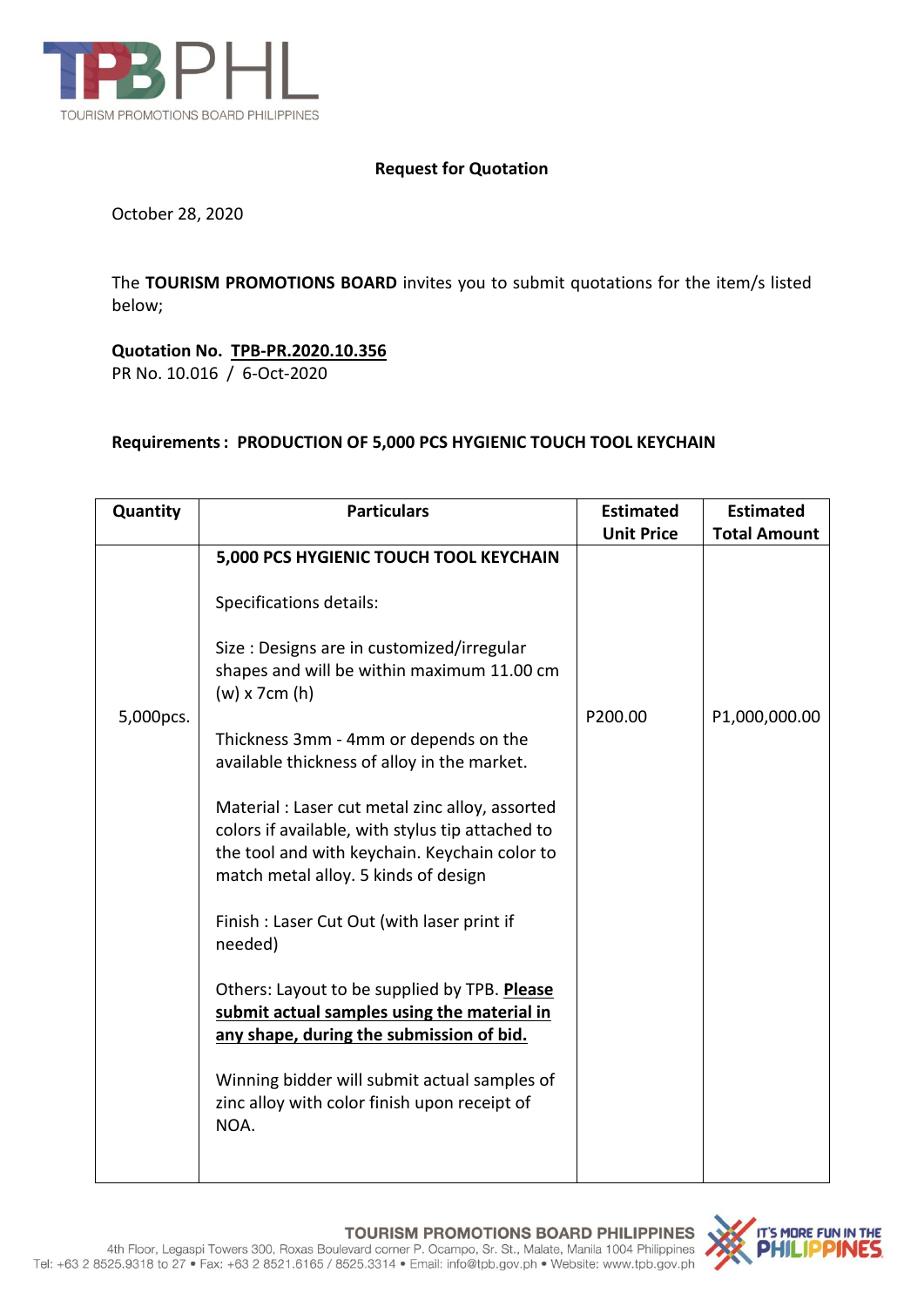TOURISM PROMOTIONS BOARD PHILIPPINES

## Request for Quotation

October 28, 2020

The **TOURISM PROMOTIONS BOARD** invites you to submit quotations for the item/s listed below;

**Quotation No. TPB-PR.2020.10.356**
PR No. 10.016 / 6-Oct-2020

**Requirements : PRODUCTION OF 5,000 PCS HYGIENIC TOUCH TOOL KEYCHAIN**

| Quantity | Particulars | Estimated Unit Price | Estimated Total Amount |
|---|---|---|---|
| 5,000pcs. | **5,000 PCS HYGIENIC TOUCH TOOL KEYCHAIN**<br><br>Specifications details:<br><br>Size : Designs are in customized/irregular shapes and will be within maximum 11.00 cm (w) x 7cm (h)<br><br>Thickness 3mm - 4mm or depends on the available thickness of alloy in the market.<br><br>Material : Laser cut metal zinc alloy, assorted colors if available, with stylus tip attached to the tool and with keychain. Keychain color to match metal alloy. 5 kinds of design<br><br>Finish : Laser Cut Out (with laser print if needed)<br><br>Others: Layout to be supplied by TPB. **Please submit actual samples using the material in any shape, during the submission of bid.**<br><br>Winning bidder will submit actual samples of zinc alloy with color finish upon receipt of NOA. | P200.00 | P1,000,000.00 |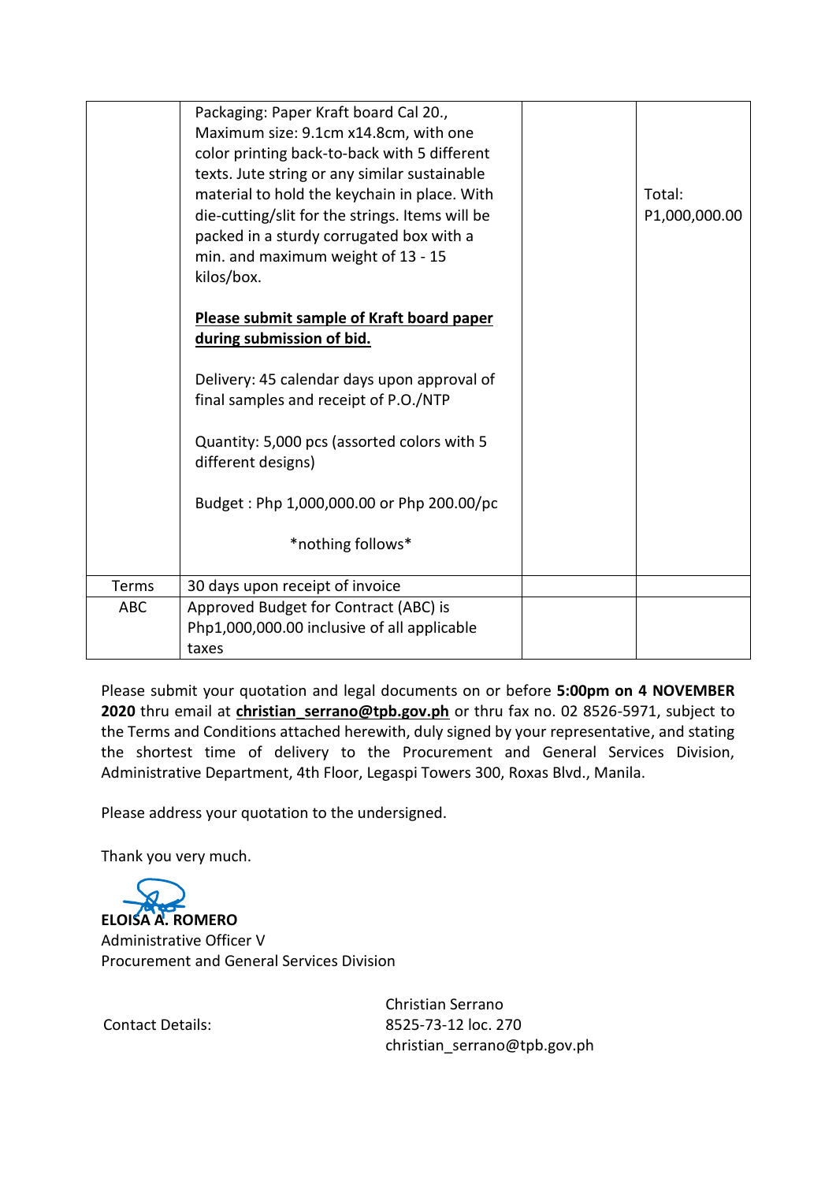| | | | |
|---|---|---|---|
| | Packaging: Paper Kraft board Cal 20., Maximum size: 9.1cm x14.8cm, with one color printing back-to-back with 5 different texts. Jute string or any similar sustainable material to hold the keychain in place. With die-cutting/slit for the strings. Items will be packed in a sturdy corrugated box with a min. and maximum weight of 13 - 15 kilos/box.<br><br>**<u>Please submit sample of Kraft board paper during submission of bid.</u>**<br><br>Delivery: 45 calendar days upon approval of final samples and receipt of P.O./NTP<br><br>Quantity: 5,000 pcs (assorted colors with 5 different designs)<br><br>Budget : Php 1,000,000.00 or Php 200.00/pc<br><br>*nothing follows* | | Total: P1,000,000.00 |
| Terms | 30 days upon receipt of invoice | | |
| ABC | Approved Budget for Contract (ABC) is Php1,000,000.00 inclusive of all applicable taxes | | |

Please submit your quotation and legal documents on or before **5:00pm on 4 NOVEMBER 2020** thru email at **christian_serrano@tpb.gov.ph** or thru fax no. 02 8526-5971, subject to the Terms and Conditions attached herewith, duly signed by your representative, and stating the shortest time of delivery to the Procurement and General Services Division, Administrative Department, 4th Floor, Legaspi Towers 300, Roxas Blvd., Manila.

Please address your quotation to the undersigned.

Thank you very much.

**ELOISA A. ROMERO**
Administrative Officer V
Procurement and General Services Division

Contact Details:

Christian Serrano
8525-73-12 loc. 270
christian_serrano@tpb.gov.ph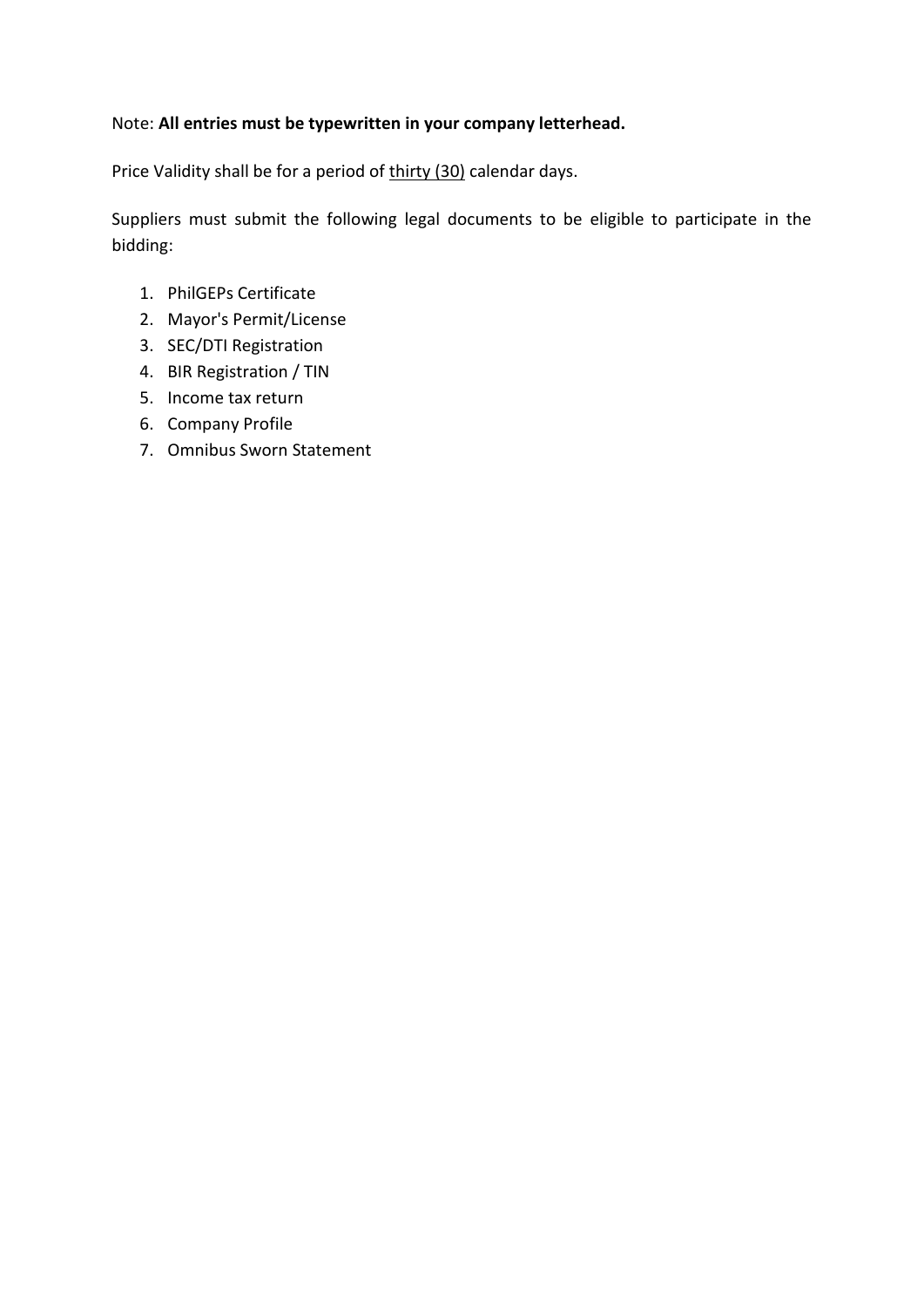Note: **All entries must be typewritten in your company letterhead.**

Price Validity shall be for a period of thirty (30) calendar days.

Suppliers must submit the following legal documents to be eligible to participate in the bidding:

1. PhilGEPs Certificate
2. Mayor's Permit/License
3. SEC/DTI Registration
4. BIR Registration / TIN
5. Income tax return
6. Company Profile
7. Omnibus Sworn Statement